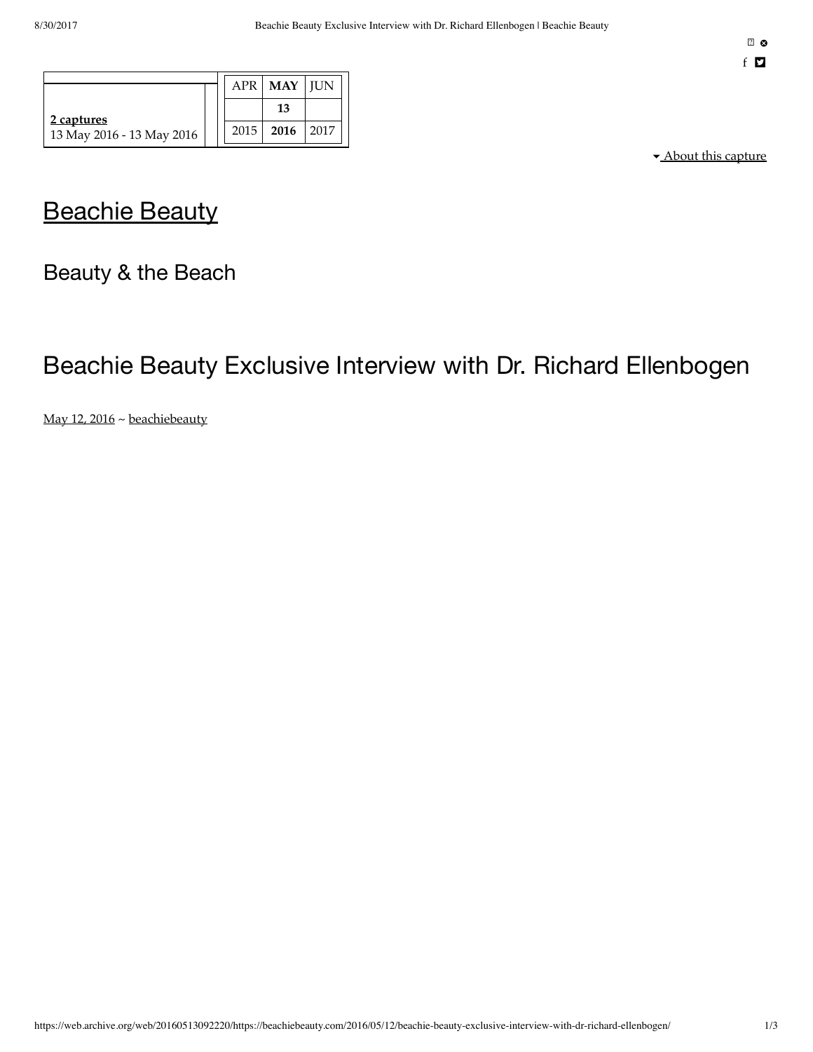| | | APR | MAY | JUN |
|---|---|---|---|---|
| | | | 13 | |
| 2 captures<br>13 May 2016 - 13 May 2016 | | 2015 | 2016 | 2017 |

About this capture

# Beachie Beauty

Beauty & the Beach

## Beachie Beauty Exclusive Interview with Dr. Richard Ellenbogen

May 12, 2016 ~ beachiebeauty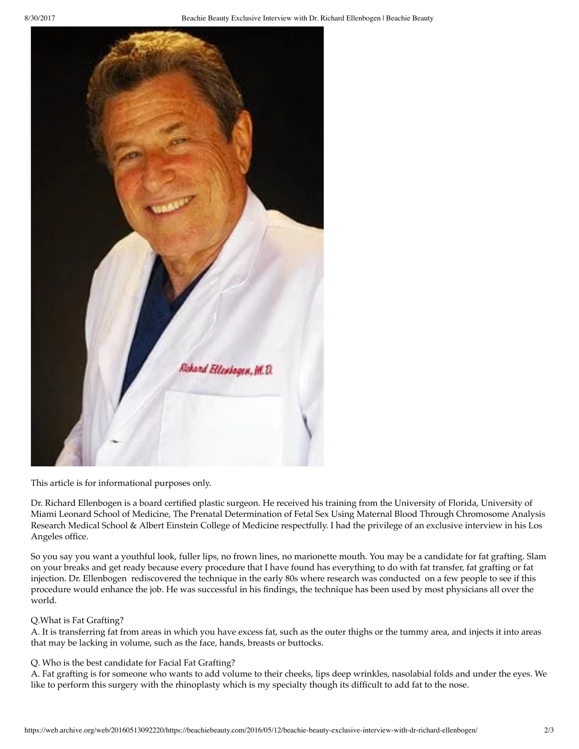This article is for informational purposes only.

Dr. Richard Ellenbogen is a board certified plastic surgeon. He received his training from the University of Florida, University of Miami Leonard School of Medicine, The Prenatal Determination of Fetal Sex Using Maternal Blood Through Chromosome Analysis Research Medical School & Albert Einstein College of Medicine respectfully. I had the privilege of an exclusive interview in his Los Angeles office.

So you say you want a youthful look, fuller lips, no frown lines, no marionette mouth. You may be a candidate for fat grafting. Slam on your breaks and get ready because every procedure that I have found has everything to do with fat transfer, fat grafting or fat injection. Dr. Ellenbogen rediscovered the technique in the early 80s where research was conducted on a few people to see if this procedure would enhance the job. He was successful in his findings, the technique has been used by most physicians all over the world.

Q.What is Fat Grafting?
A. It is transferring fat from areas in which you have excess fat, such as the outer thighs or the tummy area, and injects it into areas that may be lacking in volume, such as the face, hands, breasts or buttocks.

Q. Who is the best candidate for Facial Fat Grafting?
A. Fat grafting is for someone who wants to add volume to their cheeks, lips deep wrinkles, nasolabial folds and under the eyes. We like to perform this surgery with the rhinoplasty which is my specialty though its difficult to add fat to the nose.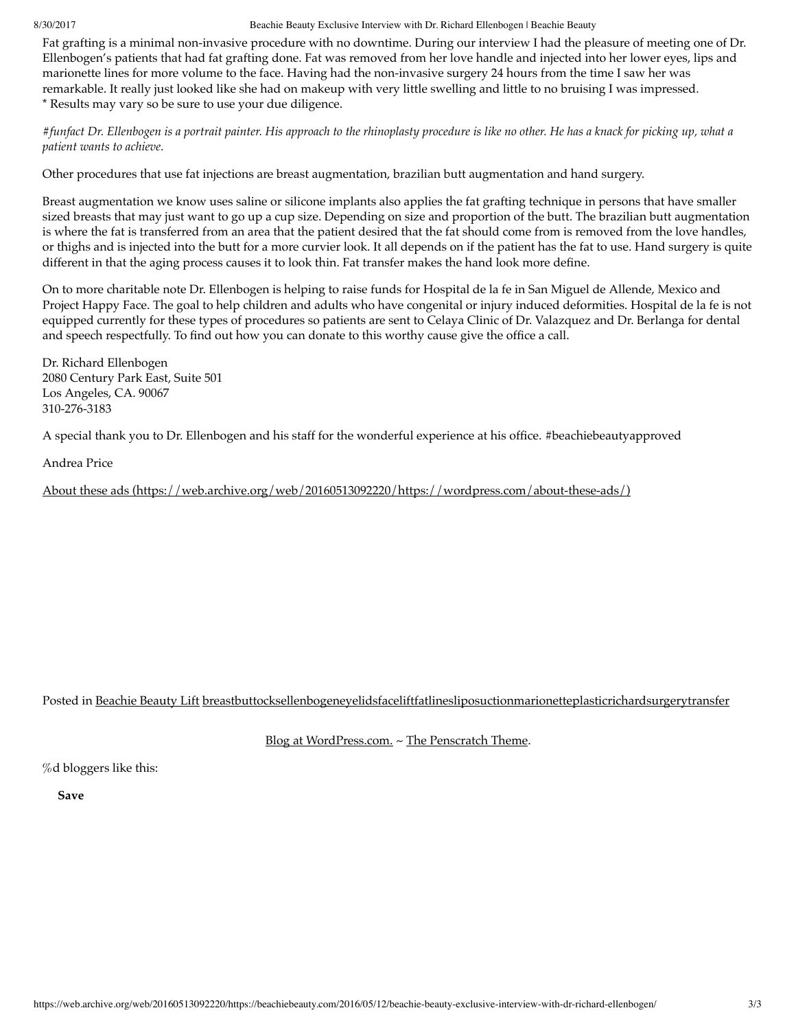Fat grafting is a minimal non-invasive procedure with no downtime. During our interview I had the pleasure of meeting one of Dr. Ellenbogen's patients that had fat grafting done. Fat was removed from her love handle and injected into her lower eyes, lips and marionette lines for more volume to the face. Having had the non-invasive surgery 24 hours from the time I saw her was remarkable. It really just looked like she had on makeup with very little swelling and little to no bruising I was impressed.
* Results may vary so be sure to use your due diligence.

*#funfact Dr. Ellenbogen is a portrait painter. His approach to the rhinoplasty procedure is like no other. He has a knack for picking up, what a patient wants to achieve.*

Other procedures that use fat injections are breast augmentation, brazilian butt augmentation and hand surgery.

Breast augmentation we know uses saline or silicone implants also applies the fat grafting technique in persons that have smaller sized breasts that may just want to go up a cup size. Depending on size and proportion of the butt. The brazilian butt augmentation is where the fat is transferred from an area that the patient desired that the fat should come from is removed from the love handles, or thighs and is injected into the butt for a more curvier look. It all depends on if the patient has the fat to use. Hand surgery is quite different in that the aging process causes it to look thin. Fat transfer makes the hand look more define.

On to more charitable note Dr. Ellenbogen is helping to raise funds for Hospital de la fe in San Miguel de Allende, Mexico and Project Happy Face. The goal to help children and adults who have congenital or injury induced deformities. Hospital de la fe is not equipped currently for these types of procedures so patients are sent to Celaya Clinic of Dr. Valazquez and Dr. Berlanga for dental and speech respectfully. To find out how you can donate to this worthy cause give the office a call.

Dr. Richard Ellenbogen
2080 Century Park East, Suite 501
Los Angeles, CA. 90067
310-276-3183

A special thank you to Dr. Ellenbogen and his staff for the wonderful experience at his office. #beachiebeautyapproved

Andrea Price

About these ads (https://web.archive.org/web/20160513092220/https://wordpress.com/about-these-ads/)

Posted in Beachie Beauty Lift breastbuttocksellenbogeneyelidsfaceliftfatlinesliposuctionmarionetteplasticrichardsurgerytransfer

Blog at WordPress.com. ~ The Penscratch Theme.

%d bloggers like this:

**Save**